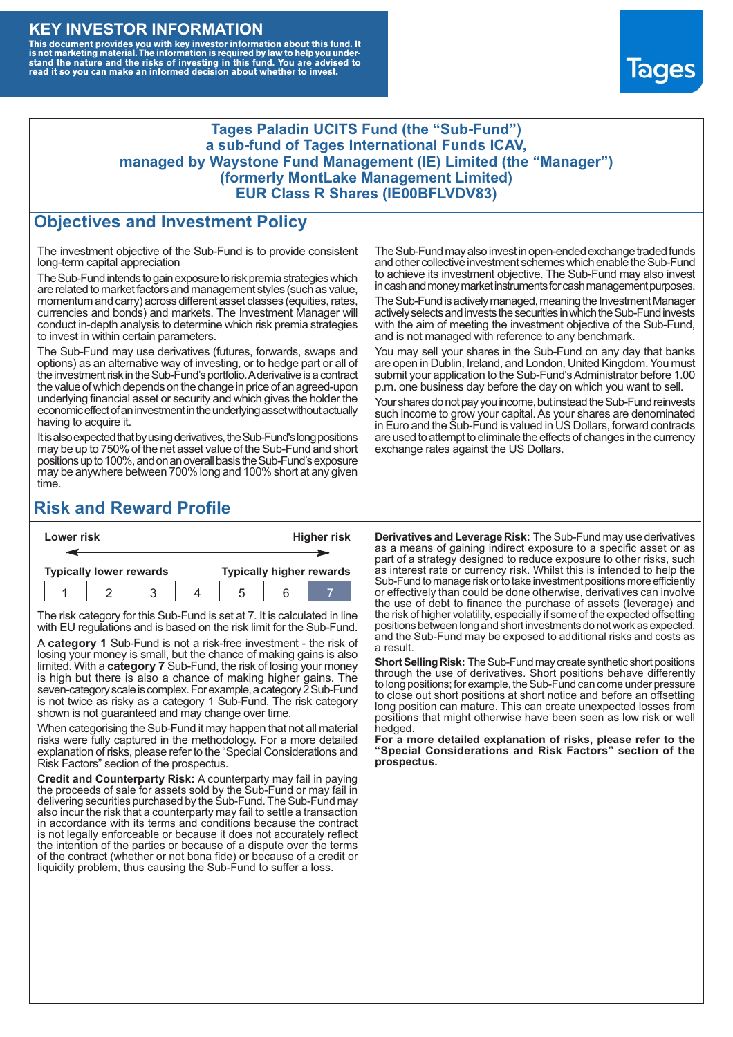# KEY INVESTOR INFORMATION

**This document provides you with key investor information about this fund. It is not marketing material. The information is required by law to help you understand the nature and the risks of investing in this fund. You are advised to read it so you can make an informed decision about whether to invest.**

Tages

**Tages Paladin UCITS Fund (the "Sub-Fund")**
**a sub-fund of Tages International Funds ICAV,**
**managed by Waystone Fund Management (IE) Limited (the "Manager")**
**(formerly MontLake Management Limited)**
**EUR Class R Shares (IE00BFLVDV83)**

## Objectives and Investment Policy

The investment objective of the Sub-Fund is to provide consistent long-term capital appreciation

The Sub-Fund intends to gain exposure to risk premia strategies which are related to market factors and management styles (such as value, momentum and carry) across different asset classes (equities, rates, currencies and bonds) and markets. The Investment Manager will conduct in-depth analysis to determine which risk premia strategies to invest in within certain parameters.

The Sub-Fund may use derivatives (futures, forwards, swaps and options) as an alternative way of investing, or to hedge part or all of the investment risk in the Sub-Fund's portfolio. A derivative is a contract the value of which depends on the change in price of an agreed-upon underlying financial asset or security and which gives the holder the economic effect of an investment in the underlying asset without actually having to acquire it.

It is also expected that by using derivatives, the Sub-Fund's long positions may be up to 750% of the net asset value of the Sub-Fund and short positions up to 100%, and on an overall basis the Sub-Fund's exposure may be anywhere between 700% long and 100% short at any given time.

The Sub-Fund may also invest in open-ended exchange traded funds and other collective investment schemes which enable the Sub-Fund to achieve its investment objective. The Sub-Fund may also invest in cash and money market instruments for cash management purposes.

The Sub-Fund is actively managed, meaning the Investment Manager actively selects and invests the securities in which the Sub-Fund invests with the aim of meeting the investment objective of the Sub-Fund, and is not managed with reference to any benchmark.

You may sell your shares in the Sub-Fund on any day that banks are open in Dublin, Ireland, and London, United Kingdom. You must submit your application to the Sub-Fund's Administrator before 1.00 p.m. one business day before the day on which you want to sell.

Your shares do not pay you income, but instead the Sub-Fund reinvests such income to grow your capital. As your shares are denominated in Euro and the Sub-Fund is valued in US Dollars, forward contracts are used to attempt to eliminate the effects of changes in the currency exchange rates against the US Dollars.

## Risk and Reward Profile

| Lower risk | | | | | | Higher risk |
|---|---|---|---|---|---|---|
| Typically lower rewards | | | | | | Typically higher rewards |
| 1 | 2 | 3 | 4 | 5 | 6 | **7** |

The risk category for this Sub-Fund is set at 7. It is calculated in line with EU regulations and is based on the risk limit for the Sub-Fund.

A **category 1** Sub-Fund is not a risk-free investment - the risk of losing your money is small, but the chance of making gains is also limited. With a **category 7** Sub-Fund, the risk of losing your money is high but there is also a chance of making higher gains. The seven-category scale is complex. For example, a category 2 Sub-Fund is not twice as risky as a category 1 Sub-Fund. The risk category shown is not guaranteed and may change over time.

When categorising the Sub-Fund it may happen that not all material risks were fully captured in the methodology. For a more detailed explanation of risks, please refer to the "Special Considerations and Risk Factors" section of the prospectus.

**Credit and Counterparty Risk:** A counterparty may fail in paying the proceeds of sale for assets sold by the Sub-Fund or may fail in delivering securities purchased by the Sub-Fund. The Sub-Fund may also incur the risk that a counterparty may fail to settle a transaction in accordance with its terms and conditions because the contract is not legally enforceable or because it does not accurately reflect the intention of the parties or because of a dispute over the terms of the contract (whether or not bona fide) or because of a credit or liquidity problem, thus causing the Sub-Fund to suffer a loss.

**Derivatives and Leverage Risk:** The Sub-Fund may use derivatives as a means of gaining indirect exposure to a specific asset or as part of a strategy designed to reduce exposure to other risks, such as interest rate or currency risk. Whilst this is intended to help the Sub-Fund to manage risk or to take investment positions more efficiently or effectively than could be done otherwise, derivatives can involve the use of debt to finance the purchase of assets (leverage) and the risk of higher volatility, especially if some of the expected offsetting positions between long and short investments do not work as expected, and the Sub-Fund may be exposed to additional risks and costs as a result.

**Short Selling Risk:** The Sub-Fund may create synthetic short positions through the use of derivatives. Short positions behave differently to long positions; for example, the Sub-Fund can come under pressure to close out short positions at short notice and before an offsetting long position can mature. This can create unexpected losses from positions that might otherwise have been seen as low risk or well hedged.

**For a more detailed explanation of risks, please refer to the "Special Considerations and Risk Factors" section of the prospectus.**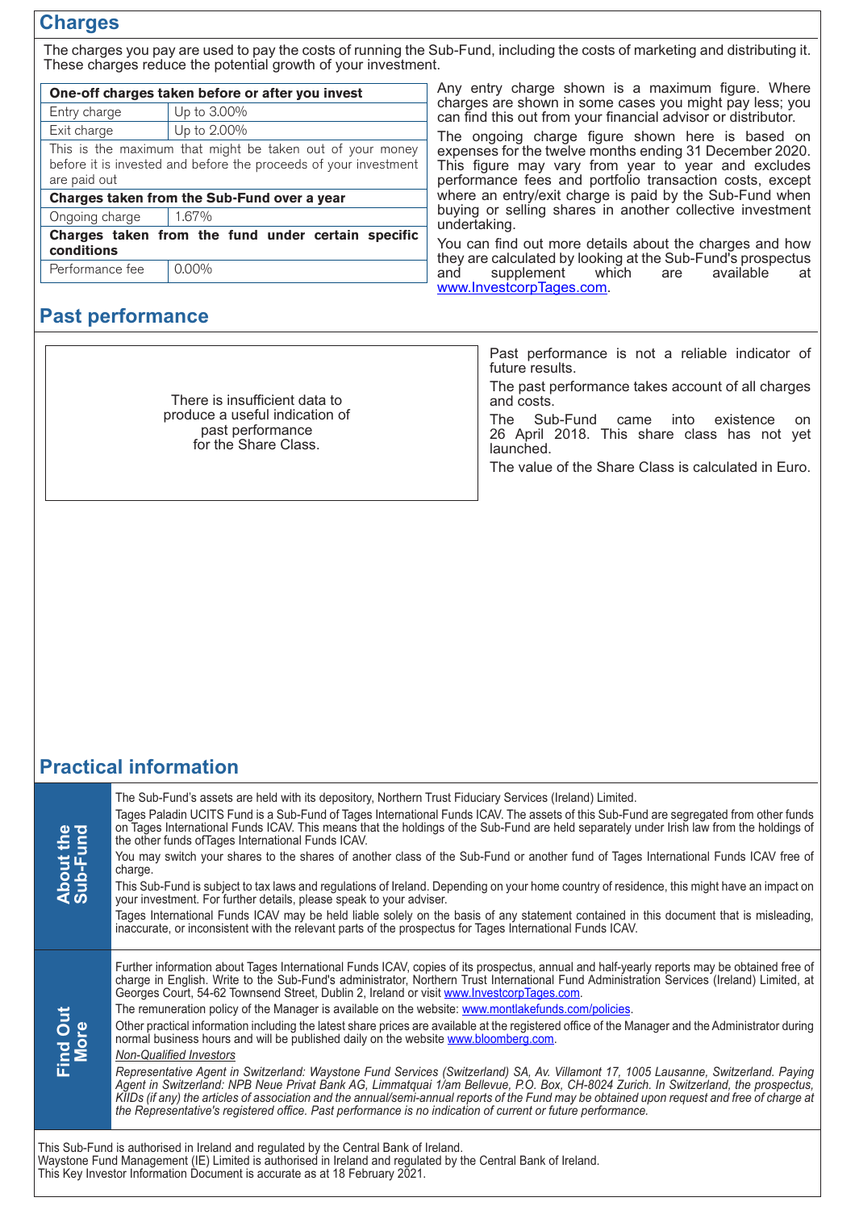## Charges

The charges you pay are used to pay the costs of running the Sub-Fund, including the costs of marketing and distributing it. These charges reduce the potential growth of your investment.

| One-off charges taken before or after you invest | |
|---|---|
| Entry charge | Up to 3.00% |
| Exit charge | Up to 2.00% |
| This is the maximum that might be taken out of your money before it is invested and before the proceeds of your investment are paid out | |
| **Charges taken from the Sub-Fund over a year** | |
| Ongoing charge | 1.67% |
| **Charges taken from the fund under certain specific conditions** | |
| Performance fee | 0.00% |

Any entry charge shown is a maximum figure. Where charges are shown in some cases you might pay less; you can find this out from your financial advisor or distributor.

The ongoing charge figure shown here is based on expenses for the twelve months ending 31 December 2020. This figure may vary from year to year and excludes performance fees and portfolio transaction costs, except where an entry/exit charge is paid by the Sub-Fund when buying or selling shares in another collective investment undertaking.

You can find out more details about the charges and how they are calculated by looking at the Sub-Fund's prospectus and supplement which are available at www.InvestcorpTages.com.

## Past performance

There is insufficient data to produce a useful indication of past performance for the Share Class.

Past performance is not a reliable indicator of future results.

The past performance takes account of all charges and costs.

The Sub-Fund came into existence on 26 April 2018. This share class has not yet launched.

The value of the Share Class is calculated in Euro.

## Practical information

### About the Sub-Fund

The Sub-Fund's assets are held with its depository, Northern Trust Fiduciary Services (Ireland) Limited.

Tages Paladin UCITS Fund is a Sub-Fund of Tages International Funds ICAV. The assets of this Sub-Fund are segregated from other funds on Tages International Funds ICAV. This means that the holdings of the Sub-Fund are held separately under Irish law from the holdings of the other funds ofTages International Funds ICAV.

You may switch your shares to the shares of another class of the Sub-Fund or another fund of Tages International Funds ICAV free of charge.

This Sub-Fund is subject to tax laws and regulations of Ireland. Depending on your home country of residence, this might have an impact on your investment. For further details, please speak to your adviser.

Tages International Funds ICAV may be held liable solely on the basis of any statement contained in this document that is misleading, inaccurate, or inconsistent with the relevant parts of the prospectus for Tages International Funds ICAV.

### Find Out More

Further information about Tages International Funds ICAV, copies of its prospectus, annual and half-yearly reports may be obtained free of charge in English. Write to the Sub-Fund's administrator, Northern Trust International Fund Administration Services (Ireland) Limited, at Georges Court, 54-62 Townsend Street, Dublin 2, Ireland or visit www.InvestcorpTages.com.

The remuneration policy of the Manager is available on the website: www.montlakefunds.com/policies.

Other practical information including the latest share prices are available at the registered office of the Manager and the Administrator during normal business hours and will be published daily on the website www.bloomberg.com.

*Non-Qualified Investors*

*Representative Agent in Switzerland: Waystone Fund Services (Switzerland) SA, Av. Villamont 17, 1005 Lausanne, Switzerland. Paying Agent in Switzerland: NPB Neue Privat Bank AG, Limmatquai 1/am Bellevue, P.O. Box, CH-8024 Zurich. In Switzerland, the prospectus, KIIDs (if any) the articles of association and the annual/semi-annual reports of the Fund may be obtained upon request and free of charge at the Representative's registered office. Past performance is no indication of current or future performance.*

This Sub-Fund is authorised in Ireland and regulated by the Central Bank of Ireland.
Waystone Fund Management (IE) Limited is authorised in Ireland and regulated by the Central Bank of Ireland.
This Key Investor Information Document is accurate as at 18 February 2021.